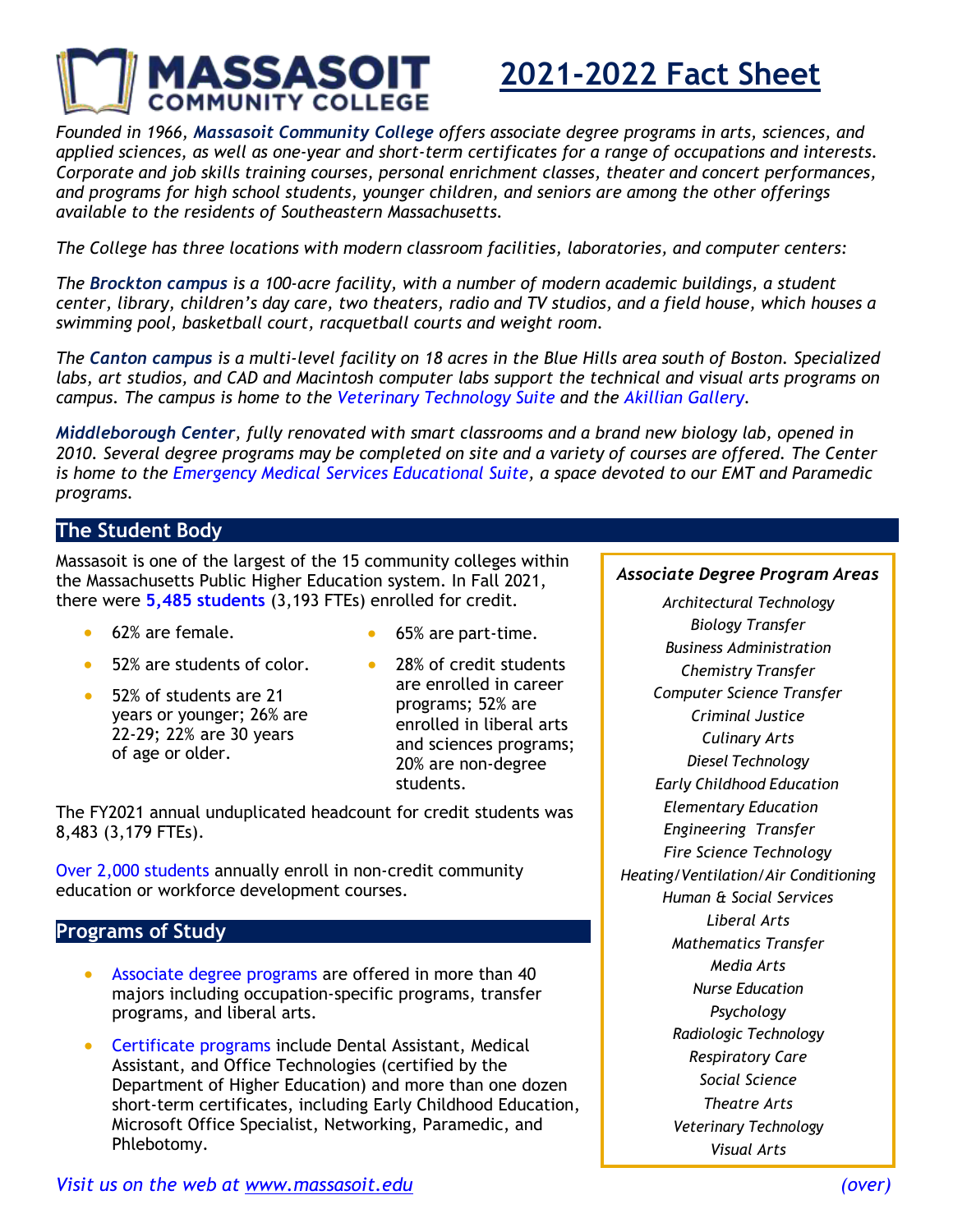# MASSASOIT COMMUNITY COLLEGE

# 2021-2022 Fact Sheet

*Founded in 1966, **Massasoit Community College** offers associate degree programs in arts, sciences, and applied sciences, as well as one-year and short-term certificates for a range of occupations and interests. Corporate and job skills training courses, personal enrichment classes, theater and concert performances, and programs for high school students, younger children, and seniors are among the other offerings available to the residents of Southeastern Massachusetts.*

*The College has three locations with modern classroom facilities, laboratories, and computer centers:*

*The **Brockton campus** is a 100-acre facility, with a number of modern academic buildings, a student center, library, children's day care, two theaters, radio and TV studios, and a field house, which houses a swimming pool, basketball court, racquetball courts and weight room.*

*The **Canton campus** is a multi-level facility on 18 acres in the Blue Hills area south of Boston. Specialized labs, art studios, and CAD and Macintosh computer labs support the technical and visual arts programs on campus. The campus is home to the Veterinary Technology Suite and the Akillian Gallery.*

***Middleborough Center**, fully renovated with smart classrooms and a brand new biology lab, opened in 2010. Several degree programs may be completed on site and a variety of courses are offered. The Center is home to the Emergency Medical Services Educational Suite, a space devoted to our EMT and Paramedic programs.*

## The Student Body

Massasoit is one of the largest of the 15 community colleges within the Massachusetts Public Higher Education system. In Fall 2021, there were **5,485 students** (3,193 FTEs) enrolled for credit.

- 62% are female.
- 52% are students of color.
- 52% of students are 21 years or younger; 26% are 22-29; 22% are 30 years of age or older.
- 65% are part-time.
- 28% of credit students are enrolled in career programs; 52% are enrolled in liberal arts and sciences programs; 20% are non-degree students.

The FY2021 annual unduplicated headcount for credit students was 8,483 (3,179 FTEs).

Over 2,000 students annually enroll in non-credit community education or workforce development courses.

## Programs of Study

- Associate degree programs are offered in more than 40 majors including occupation-specific programs, transfer programs, and liberal arts.
- Certificate programs include Dental Assistant, Medical Assistant, and Office Technologies (certified by the Department of Higher Education) and more than one dozen short-term certificates, including Early Childhood Education, Microsoft Office Specialist, Networking, Paramedic, and Phlebotomy.

### *Associate Degree Program Areas*

*Architectural Technology*
*Biology Transfer*
*Business Administration*
*Chemistry Transfer*
*Computer Science Transfer*
*Criminal Justice*
*Culinary Arts*
*Diesel Technology*
*Early Childhood Education*
*Elementary Education*
*Engineering Transfer*
*Fire Science Technology*
*Heating/Ventilation/Air Conditioning*
*Human & Social Services*
*Liberal Arts*
*Mathematics Transfer*
*Media Arts*
*Nurse Education*
*Psychology*
*Radiologic Technology*
*Respiratory Care*
*Social Science*
*Theatre Arts*
*Veterinary Technology*
*Visual Arts*

*Visit us on the web at www.massasoit.edu* *(over)*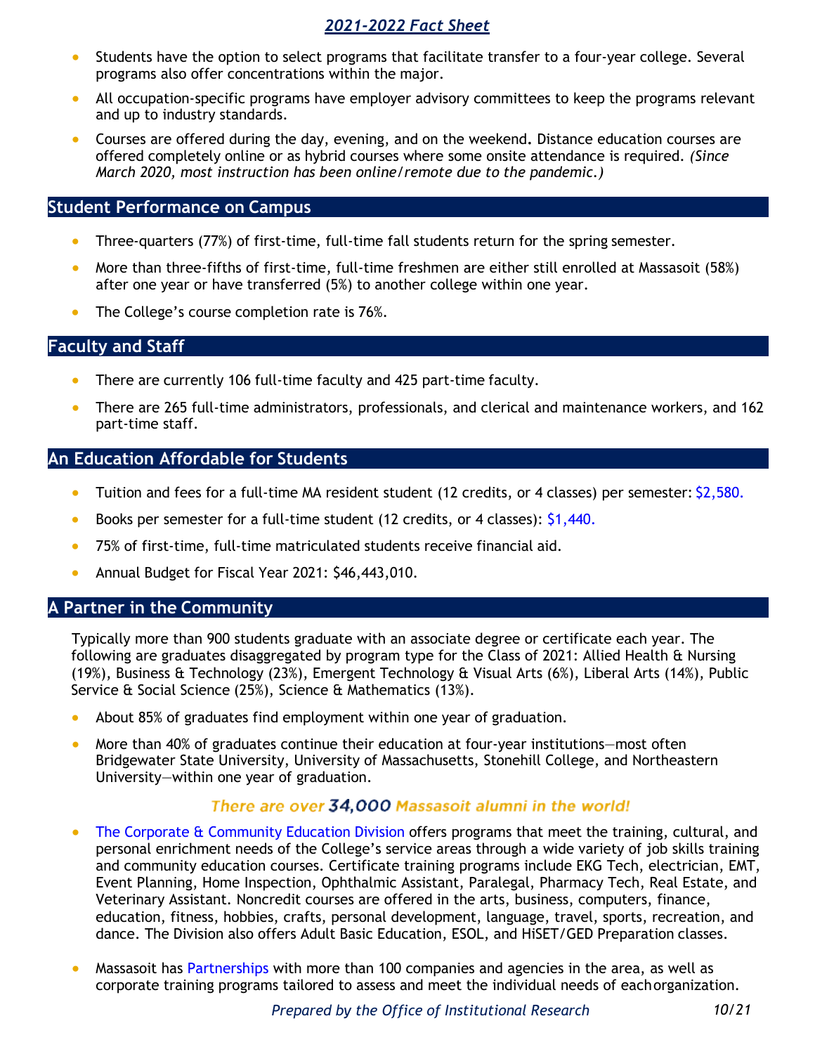*2021-2022 Fact Sheet*

- Students have the option to select programs that facilitate transfer to a four-year college. Several programs also offer concentrations within the major.
- All occupation-specific programs have employer advisory committees to keep the programs relevant and up to industry standards.
- Courses are offered during the day, evening, and on the weekend. Distance education courses are offered completely online or as hybrid courses where some onsite attendance is required. *(Since March 2020, most instruction has been online/remote due to the pandemic.)*

## Student Performance on Campus

- Three-quarters (77%) of first-time, full-time fall students return for the spring semester.
- More than three-fifths of first-time, full-time freshmen are either still enrolled at Massasoit (58%) after one year or have transferred (5%) to another college within one year.
- The College's course completion rate is 76%.

## Faculty and Staff

- There are currently 106 full-time faculty and 425 part-time faculty.
- There are 265 full-time administrators, professionals, and clerical and maintenance workers, and 162 part-time staff.

## An Education Affordable for Students

- Tuition and fees for a full-time MA resident student (12 credits, or 4 classes) per semester: $2,580.
- Books per semester for a full-time student (12 credits, or 4 classes): $1,440.
- 75% of first-time, full-time matriculated students receive financial aid.
- Annual Budget for Fiscal Year 2021: $46,443,010.

## A Partner in the Community

Typically more than 900 students graduate with an associate degree or certificate each year. The following are graduates disaggregated by program type for the Class of 2021: Allied Health & Nursing (19%), Business & Technology (23%), Emergent Technology & Visual Arts (6%), Liberal Arts (14%), Public Service & Social Science (25%), Science & Mathematics (13%).

- About 85% of graduates find employment within one year of graduation.
- More than 40% of graduates continue their education at four-year institutions—most often Bridgewater State University, University of Massachusetts, Stonehill College, and Northeastern University—within one year of graduation.

*There are over **34,000** Massasoit alumni in the world!*

- The Corporate & Community Education Division offers programs that meet the training, cultural, and personal enrichment needs of the College's service areas through a wide variety of job skills training and community education courses. Certificate training programs include EKG Tech, electrician, EMT, Event Planning, Home Inspection, Ophthalmic Assistant, Paralegal, Pharmacy Tech, Real Estate, and Veterinary Assistant. Noncredit courses are offered in the arts, business, computers, finance, education, fitness, hobbies, crafts, personal development, language, travel, sports, recreation, and dance. The Division also offers Adult Basic Education, ESOL, and HiSET/GED Preparation classes.

- Massasoit has Partnerships with more than 100 companies and agencies in the area, as well as corporate training programs tailored to assess and meet the individual needs of each organization.

*Prepared by the Office of Institutional Research* *10/21*